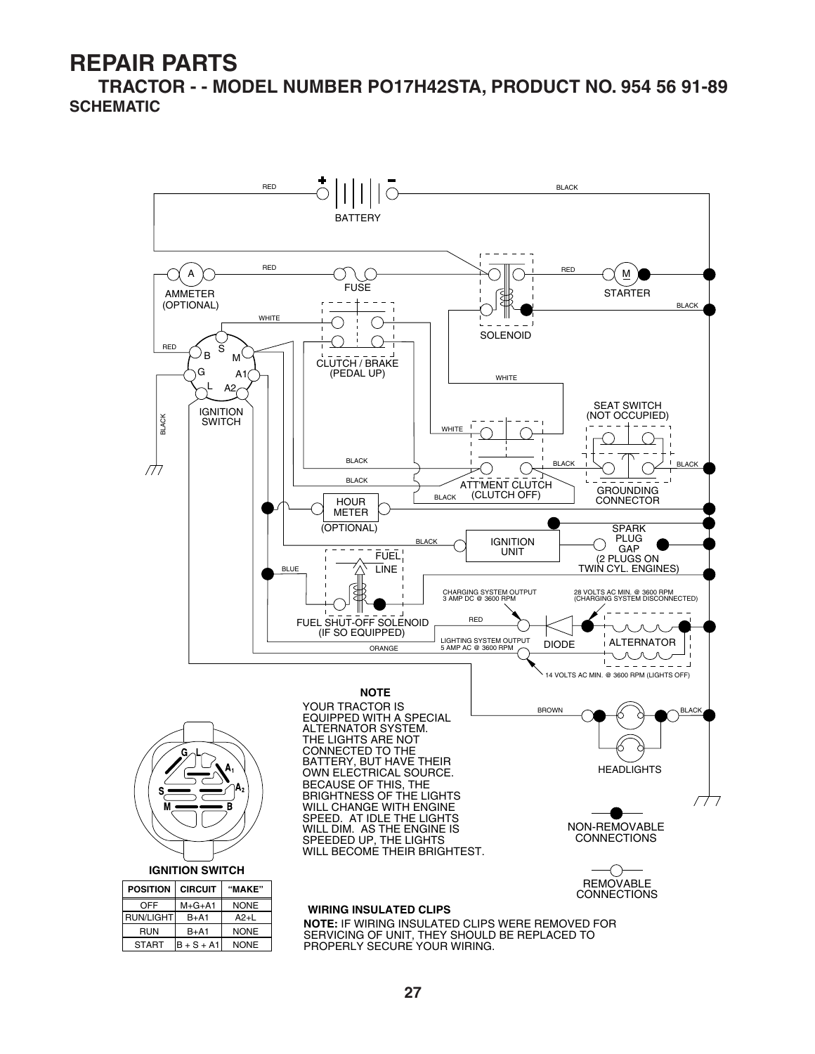# REPAIR PARTS

## TRACTOR - - MODEL NUMBER PO17H42STA, PRODUCT NO. 954 56 91-89

### SCHEMATIC

RED
BATTERY
BLACK

A
AMMETER (OPTIONAL)
RED
FUSE
RED
M
STARTER
BLACK
SOLENOID

WHITE
RED
B S M G A1 L A2
IGNITION SWITCH
CLUTCH / BRAKE (PEDAL UP)
WHITE
SEAT SWITCH (NOT OCCUPIED)
WHITE
BLACK
BLACK
BLACK
BLACK
BLACK
ATT'MENT CLUTCH (CLUTCH OFF)
GROUNDING CONNECTOR
BLACK
HOUR METER (OPTIONAL)
SPARK PLUG GAP (2 PLUGS ON TWIN CYL. ENGINES)
BLACK
IGNITION UNIT
BLUE
FUEL LINE
FUEL SHUT-OFF SOLENOID (IF SO EQUIPPED)
CHARGING SYSTEM OUTPUT 3 AMP DC @ 3600 RPM
28 VOLTS AC MIN. @ 3600 RPM (CHARGING SYSTEM DISCONNECTED)
RED
DIODE
ALTERNATOR
LIGHTING SYSTEM OUTPUT 5 AMP AC @ 3600 RPM
ORANGE
14 VOLTS AC MIN. @ 3600 RPM (LIGHTS OFF)
BROWN
BLACK
HEADLIGHTS

**NOTE**

YOUR TRACTOR IS EQUIPPED WITH A SPECIAL ALTERNATOR SYSTEM. THE LIGHTS ARE NOT CONNECTED TO THE BATTERY, BUT HAVE THEIR OWN ELECTRICAL SOURCE. BECAUSE OF THIS, THE BRIGHTNESS OF THE LIGHTS WILL CHANGE WITH ENGINE SPEED. AT IDLE THE LIGHTS WILL DIM. AS THE ENGINE IS SPEEDED UP, THE LIGHTS WILL BECOME THEIR BRIGHTEST.

NON-REMOVABLE CONNECTIONS

REMOVABLE CONNECTIONS

G L A1 A2 S M B

**IGNITION SWITCH**

| POSITION | CIRCUIT | "MAKE" |
|---|---|---|
| OFF | M+G+A1 | NONE |
| RUN/LIGHT | B+A1 | A2+L |
| RUN | B+A1 | NONE |
| START | B + S + A1 | NONE |

**WIRING INSULATED CLIPS**

**NOTE:** IF WIRING INSULATED CLIPS WERE REMOVED FOR SERVICING OF UNIT, THEY SHOULD BE REPLACED TO PROPERLY SECURE YOUR WIRING.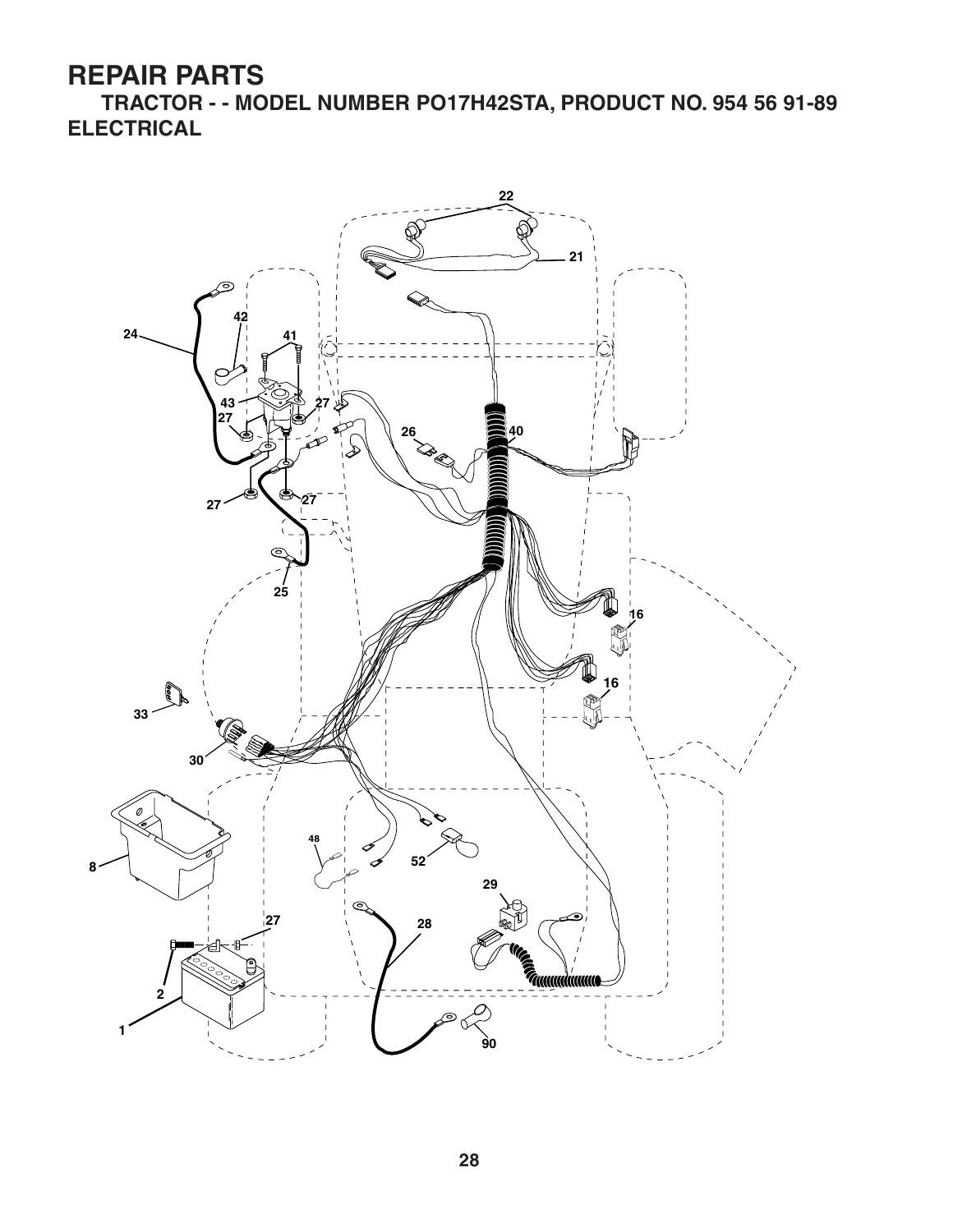# REPAIR PARTS

## TRACTOR - - MODEL NUMBER PO17H42STA, PRODUCT NO. 954 56 91-89

## ELECTRICAL

22
21
42
24
41
43
27
27
26
40
27
27
25
16
16
33
30
8
48
52
29
27
28
2
1
90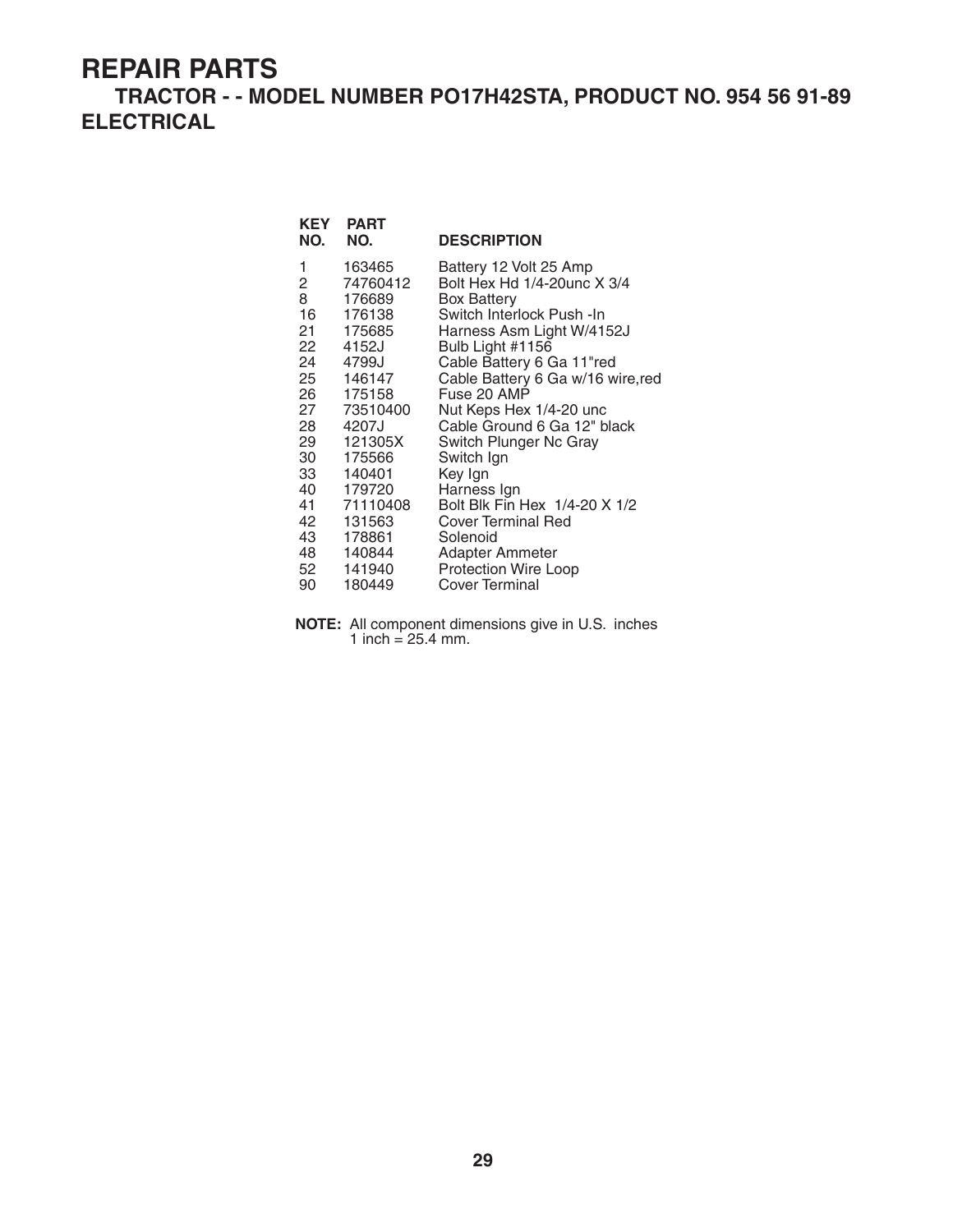# REPAIR PARTS

## TRACTOR - - MODEL NUMBER PO17H42STA, PRODUCT NO. 954 56 91-89

## ELECTRICAL

| KEY NO. | PART NO. | DESCRIPTION |
|---|---|---|
| 1 | 163465 | Battery 12 Volt 25 Amp |
| 2 | 74760412 | Bolt Hex Hd 1/4-20unc X 3/4 |
| 8 | 176689 | Box Battery |
| 16 | 176138 | Switch Interlock Push -In |
| 21 | 175685 | Harness Asm Light W/4152J |
| 22 | 4152J | Bulb Light #1156 |
| 24 | 4799J | Cable Battery 6 Ga 11"red |
| 25 | 146147 | Cable Battery 6 Ga w/16 wire,red |
| 26 | 175158 | Fuse 20 AMP |
| 27 | 73510400 | Nut Keps Hex 1/4-20 unc |
| 28 | 4207J | Cable Ground 6 Ga 12" black |
| 29 | 121305X | Switch Plunger Nc Gray |
| 30 | 175566 | Switch Ign |
| 33 | 140401 | Key Ign |
| 40 | 179720 | Harness Ign |
| 41 | 71110408 | Bolt Blk Fin Hex 1/4-20 X 1/2 |
| 42 | 131563 | Cover Terminal Red |
| 43 | 178861 | Solenoid |
| 48 | 140844 | Adapter Ammeter |
| 52 | 141940 | Protection Wire Loop |
| 90 | 180449 | Cover Terminal |

**NOTE:** All component dimensions give in U.S. inches
1 inch = 25.4 mm.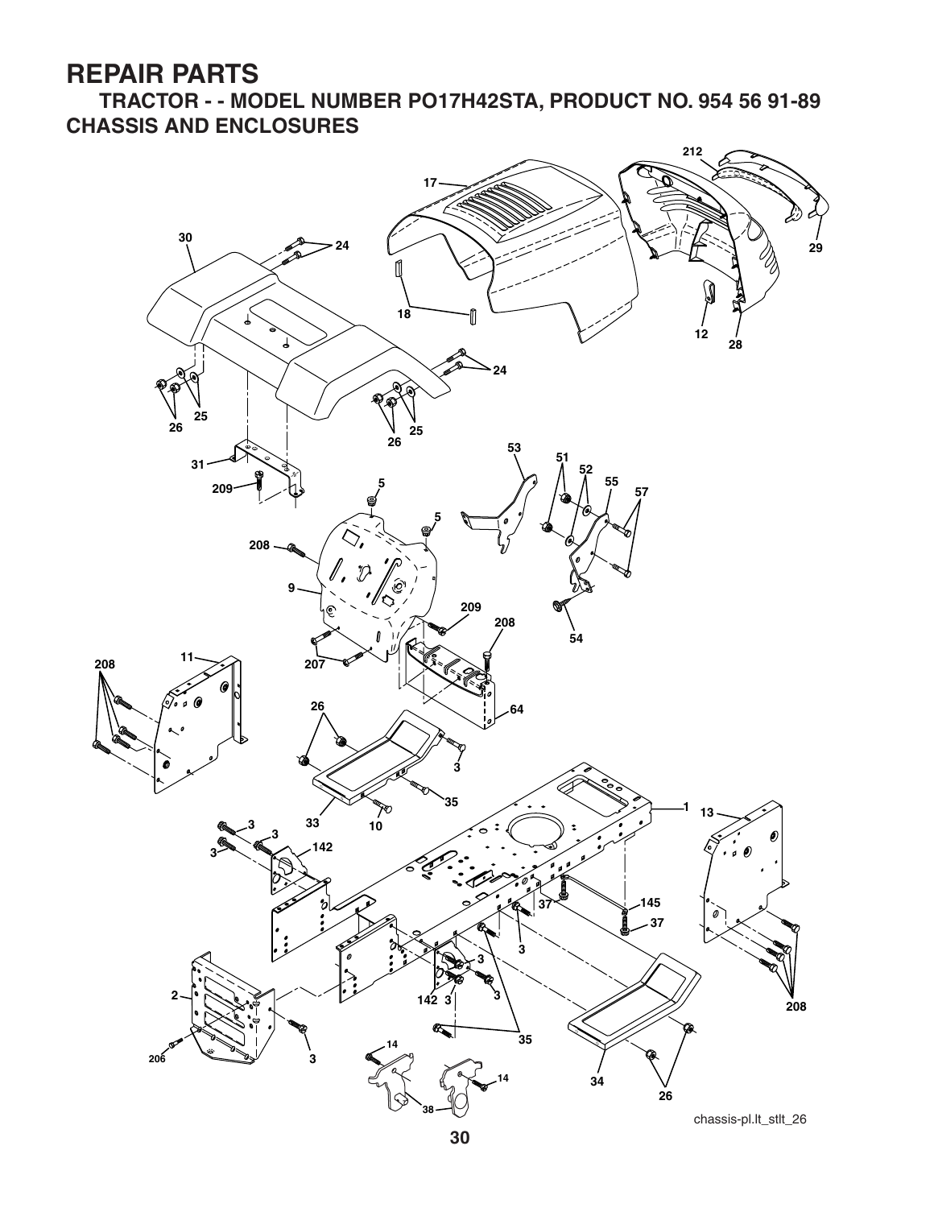# REPAIR PARTS

## TRACTOR - - MODEL NUMBER PO17H42STA, PRODUCT NO. 954 56 91-89

## CHASSIS AND ENCLOSURES

212
17
29
30
24
18
12
28
24
25
26
26
25
53
51
52
55
57
31
209
5
5
208
9
209
208
54
11
208
207
64
26
3
35
33
10
1
13
3
3
3
142
145
37
37
3
3
3
142
3
208
2
3
35
206
3
14
14
34
26
38

chassis-pl.lt_stlt_26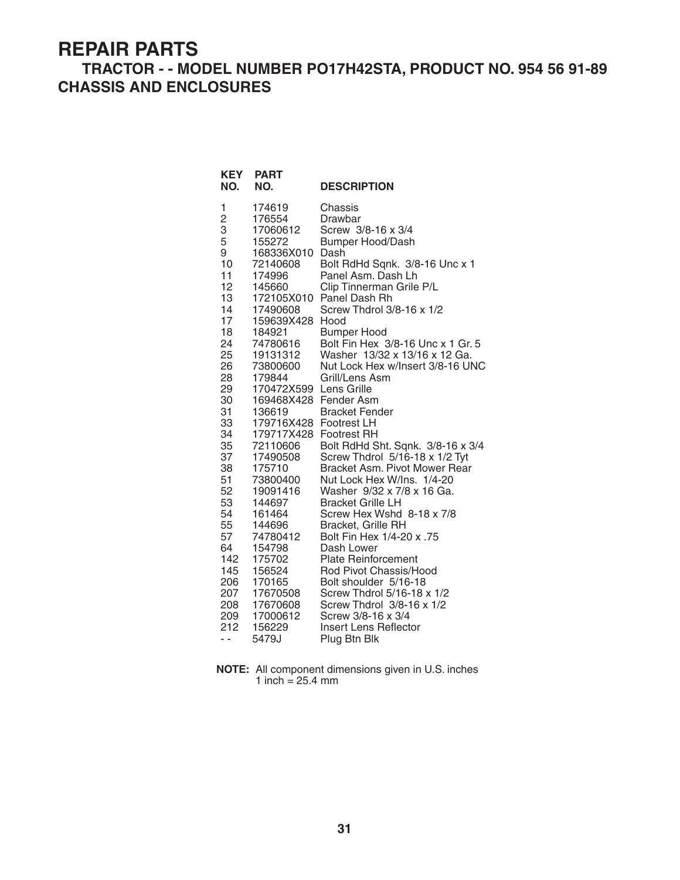# REPAIR PARTS

## TRACTOR - - MODEL NUMBER PO17H42STA, PRODUCT NO. 954 56 91-89

## CHASSIS AND ENCLOSURES

| KEY NO. | PART NO. | DESCRIPTION |
|---|---|---|
| 1 | 174619 | Chassis |
| 2 | 176554 | Drawbar |
| 3 | 17060612 | Screw 3/8-16 x 3/4 |
| 5 | 155272 | Bumper Hood/Dash |
| 9 | 168336X010 | Dash |
| 10 | 72140608 | Bolt RdHd Sqnk. 3/8-16 Unc x 1 |
| 11 | 174996 | Panel Asm. Dash Lh |
| 12 | 145660 | Clip Tinnerman Grile P/L |
| 13 | 172105X010 | Panel Dash Rh |
| 14 | 17490608 | Screw Thdrol 3/8-16 x 1/2 |
| 17 | 159639X428 | Hood |
| 18 | 184921 | Bumper Hood |
| 24 | 74780616 | Bolt Fin Hex 3/8-16 Unc x 1 Gr. 5 |
| 25 | 19131312 | Washer 13/32 x 13/16 x 12 Ga. |
| 26 | 73800600 | Nut Lock Hex w/Insert 3/8-16 UNC |
| 28 | 179844 | Grill/Lens Asm |
| 29 | 170472X599 | Lens Grille |
| 30 | 169468X428 | Fender Asm |
| 31 | 136619 | Bracket Fender |
| 33 | 179716X428 | Footrest LH |
| 34 | 179717X428 | Footrest RH |
| 35 | 72110606 | Bolt RdHd Sht. Sqnk. 3/8-16 x 3/4 |
| 37 | 17490508 | Screw Thdrol 5/16-18 x 1/2 Tyt |
| 38 | 175710 | Bracket Asm. Pivot Mower Rear |
| 51 | 73800400 | Nut Lock Hex W/Ins. 1/4-20 |
| 52 | 19091416 | Washer 9/32 x 7/8 x 16 Ga. |
| 53 | 144697 | Bracket Grille LH |
| 54 | 161464 | Screw Hex Wshd 8-18 x 7/8 |
| 55 | 144696 | Bracket, Grille RH |
| 57 | 74780412 | Bolt Fin Hex 1/4-20 x .75 |
| 64 | 154798 | Dash Lower |
| 142 | 175702 | Plate Reinforcement |
| 145 | 156524 | Rod Pivot Chassis/Hood |
| 206 | 170165 | Bolt shoulder 5/16-18 |
| 207 | 17670508 | Screw Thdrol 5/16-18 x 1/2 |
| 208 | 17670608 | Screw Thdrol 3/8-16 x 1/2 |
| 209 | 17000612 | Screw 3/8-16 x 3/4 |
| 212 | 156229 | Insert Lens Reflector |
| - - | 5479J | Plug Btn Blk |

**NOTE:** All component dimensions given in U.S. inches
1 inch = 25.4 mm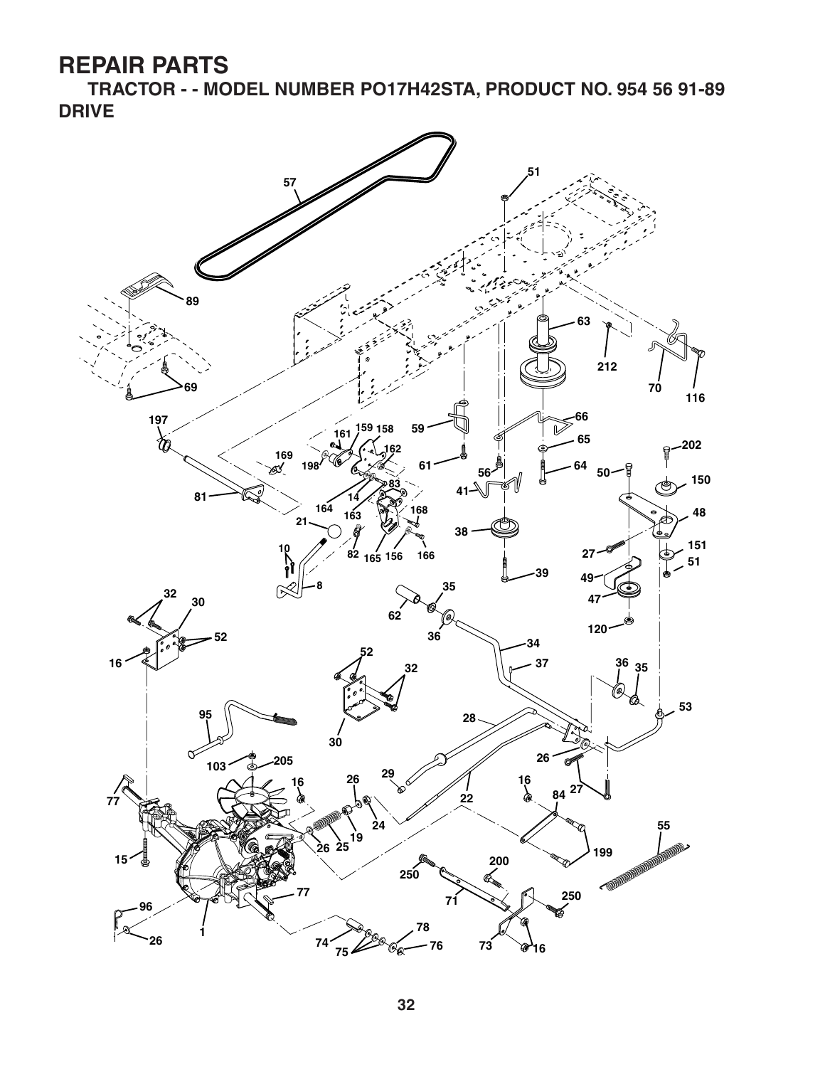# REPAIR PARTS

## TRACTOR - - MODEL NUMBER PO17H42STA, PRODUCT NO. 954 56 91-89

## DRIVE

57
51
89
63
212
69
70
116
197
66
59
161 159 158
65
202
169
162
198
61
56
64
50
150
83
81
164
14
41
48
163
168
21
38
27
151
10
82
165
156
166
51
39
8
49
47
35
32
62
30
36
120
52
34
16
52
37
36
35
32
53
95
28
30
26
103
205
16
26
29
27
77
16
84
24
22
55
19
15
26
25
199
200
250
77
250
71
96
78
26
1
74
75
76
73
16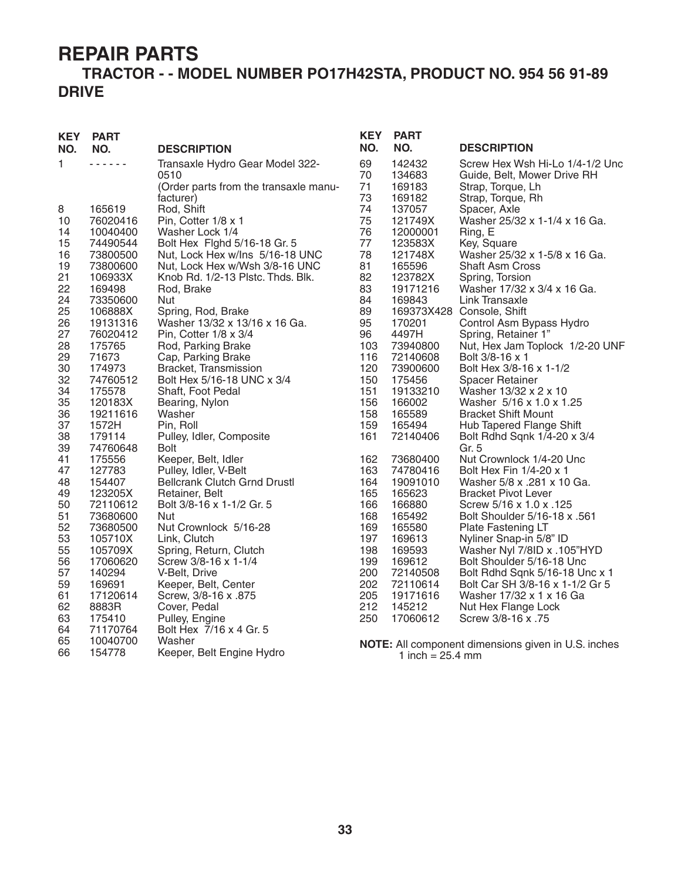# REPAIR PARTS

## TRACTOR - - MODEL NUMBER PO17H42STA, PRODUCT NO. 954 56 91-89

## DRIVE

| KEY NO. | PART NO. | DESCRIPTION |
|---|---|---|
| 1 | - - - - - - | Transaxle Hydro Gear Model 322-0510 (Order parts from the transaxle manufacturer) |
| 8 | 165619 | Rod, Shift |
| 10 | 76020416 | Pin, Cotter 1/8 x 1 |
| 14 | 10040400 | Washer Lock 1/4 |
| 15 | 74490544 | Bolt Hex Flghd 5/16-18 Gr. 5 |
| 16 | 73800500 | Nut, Lock Hex w/Ins 5/16-18 UNC |
| 19 | 73800600 | Nut, Lock Hex w/Wsh 3/8-16 UNC |
| 21 | 106933X | Knob Rd. 1/2-13 Plstc. Thds. Blk. |
| 22 | 169498 | Rod, Brake |
| 24 | 73350600 | Nut |
| 25 | 106888X | Spring, Rod, Brake |
| 26 | 19131316 | Washer 13/32 x 13/16 x 16 Ga. |
| 27 | 76020412 | Pin, Cotter 1/8 x 3/4 |
| 28 | 175765 | Rod, Parking Brake |
| 29 | 71673 | Cap, Parking Brake |
| 30 | 174973 | Bracket, Transmission |
| 32 | 74760512 | Bolt Hex 5/16-18 UNC x 3/4 |
| 34 | 175578 | Shaft, Foot Pedal |
| 35 | 120183X | Bearing, Nylon |
| 36 | 19211616 | Washer |
| 37 | 1572H | Pin, Roll |
| 38 | 179114 | Pulley, Idler, Composite |
| 39 | 74760648 | Bolt |
| 41 | 175556 | Keeper, Belt, Idler |
| 47 | 127783 | Pulley, Idler, V-Belt |
| 48 | 154407 | Bellcrank Clutch Grnd Drustl |
| 49 | 123205X | Retainer, Belt |
| 50 | 72110612 | Bolt 3/8-16 x 1-1/2 Gr. 5 |
| 51 | 73680600 | Nut |
| 52 | 73680500 | Nut Crownlock 5/16-28 |
| 53 | 105710X | Link, Clutch |
| 55 | 105709X | Spring, Return, Clutch |
| 56 | 17060620 | Screw 3/8-16 x 1-1/4 |
| 57 | 140294 | V-Belt, Drive |
| 59 | 169691 | Keeper, Belt, Center |
| 61 | 17120614 | Screw, 3/8-16 x .875 |
| 62 | 8883R | Cover, Pedal |
| 63 | 175410 | Pulley, Engine |
| 64 | 71170764 | Bolt Hex 7/16 x 4 Gr. 5 |
| 65 | 10040700 | Washer |
| 66 | 154778 | Keeper, Belt Engine Hydro |
| 69 | 142432 | Screw Hex Wsh Hi-Lo 1/4-1/2 Unc |
| 70 | 134683 | Guide, Belt, Mower Drive RH |
| 71 | 169183 | Strap, Torque, Lh |
| 73 | 169182 | Strap, Torque, Rh |
| 74 | 137057 | Spacer, Axle |
| 75 | 121749X | Washer 25/32 x 1-1/4 x 16 Ga. |
| 76 | 12000001 | Ring, E |
| 77 | 123583X | Key, Square |
| 78 | 121748X | Washer 25/32 x 1-5/8 x 16 Ga. |
| 81 | 165596 | Shaft Asm Cross |
| 82 | 123782X | Spring, Torsion |
| 83 | 19171216 | Washer 17/32 x 3/4 x 16 Ga. |
| 84 | 169843 | Link Transaxle |
| 89 | 169373X428 | Console, Shift |
| 95 | 170201 | Control Asm Bypass Hydro |
| 96 | 4497H | Spring, Retainer 1" |
| 103 | 73940800 | Nut, Hex Jam Toplock 1/2-20 UNF |
| 116 | 72140608 | Bolt 3/8-16 x 1 |
| 120 | 73900600 | Bolt Hex 3/8-16 x 1-1/2 |
| 150 | 175456 | Spacer Retainer |
| 151 | 19133210 | Washer 13/32 x 2 x 10 |
| 156 | 166002 | Washer 5/16 x 1.0 x 1.25 |
| 158 | 165589 | Bracket Shift Mount |
| 159 | 165494 | Hub Tapered Flange Shift |
| 161 | 72140406 | Bolt Rdhd Sqnk 1/4-20 x 3/4 Gr. 5 |
| 162 | 73680400 | Nut Crownlock 1/4-20 Unc |
| 163 | 74780416 | Bolt Hex Fin 1/4-20 x 1 |
| 164 | 19091010 | Washer 5/8 x .281 x 10 Ga. |
| 165 | 165623 | Bracket Pivot Lever |
| 166 | 166880 | Screw 5/16 x 1.0 x .125 |
| 168 | 165492 | Bolt Shoulder 5/16-18 x .561 |
| 169 | 165580 | Plate Fastening LT |
| 197 | 169613 | Nyliner Snap-in 5/8" ID |
| 198 | 169593 | Washer Nyl 7/8ID x .105"HYD |
| 199 | 169612 | Bolt Shoulder 5/16-18 Unc |
| 200 | 72140508 | Bolt Rdhd Sqnk 5/16-18 Unc x 1 |
| 202 | 72110614 | Bolt Car SH 3/8-16 x 1-1/2 Gr 5 |
| 205 | 19171616 | Washer 17/32 x 1 x 16 Ga |
| 212 | 145212 | Nut Hex Flange Lock |
| 250 | 17060612 | Screw 3/8-16 x .75 |

**NOTE:** All component dimensions given in U.S. inches
1 inch = 25.4 mm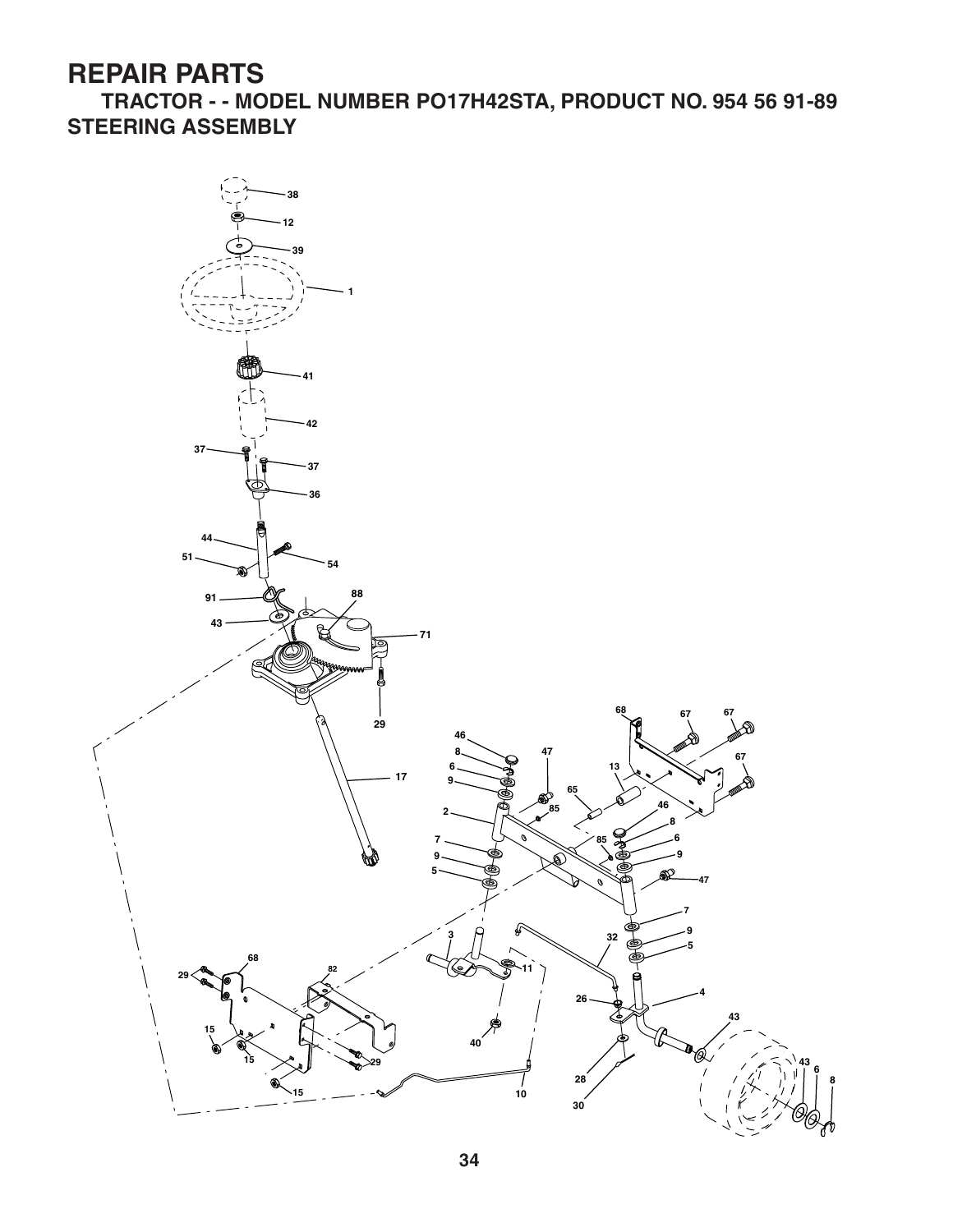# REPAIR PARTS

## TRACTOR - - MODEL NUMBER PO17H42STA, PRODUCT NO. 954 56 91-89

## STEERING ASSEMBLY

38
12
39
1
41
42
37
37
36
44
51
54
91
88
43
71
29
17
68
67
67
46
47
8
67
13
6
9
65
85
46
2
8
85
6
7
9
9
47
5
7
3
32
9
5
68
82
11
29
4
26
43
15
40
43
6
15
29
28
8
15
10
30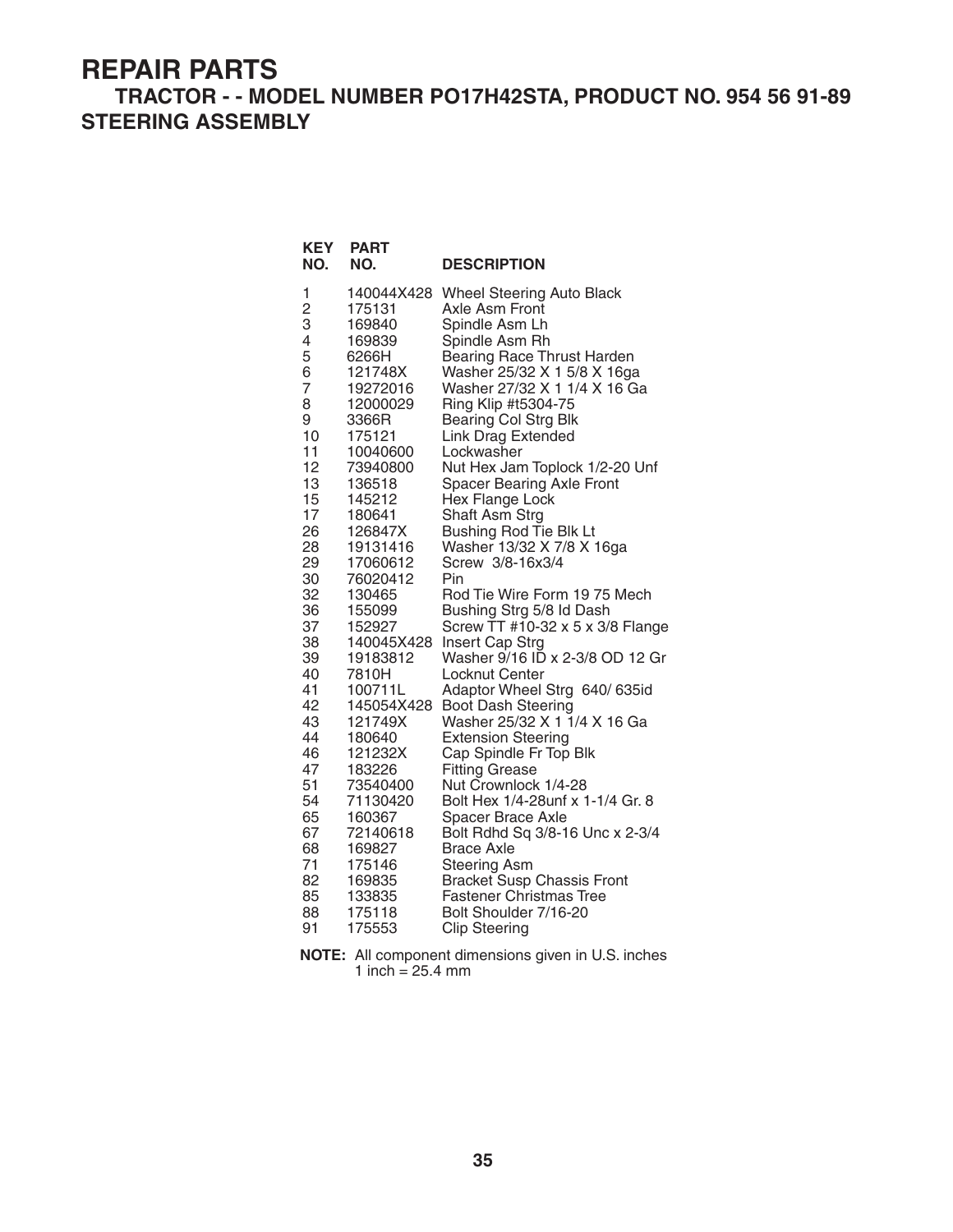# REPAIR PARTS

## TRACTOR - - MODEL NUMBER PO17H42STA, PRODUCT NO. 954 56 91-89

## STEERING ASSEMBLY

| KEY NO. | PART NO. | DESCRIPTION |
|---|---|---|
| 1 | 140044X428 | Wheel Steering Auto Black |
| 2 | 175131 | Axle Asm Front |
| 3 | 169840 | Spindle Asm Lh |
| 4 | 169839 | Spindle Asm Rh |
| 5 | 6266H | Bearing Race Thrust Harden |
| 6 | 121748X | Washer 25/32 X 1 5/8 X 16ga |
| 7 | 19272016 | Washer 27/32 X 1 1/4 X 16 Ga |
| 8 | 12000029 | Ring Klip #t5304-75 |
| 9 | 3366R | Bearing Col Strg Blk |
| 10 | 175121 | Link Drag Extended |
| 11 | 10040600 | Lockwasher |
| 12 | 73940800 | Nut Hex Jam Toplock 1/2-20 Unf |
| 13 | 136518 | Spacer Bearing Axle Front |
| 15 | 145212 | Hex Flange Lock |
| 17 | 180641 | Shaft Asm Strg |
| 26 | 126847X | Bushing Rod Tie Blk Lt |
| 28 | 19131416 | Washer 13/32 X 7/8 X 16ga |
| 29 | 17060612 | Screw 3/8-16x3/4 |
| 30 | 76020412 | Pin |
| 32 | 130465 | Rod Tie Wire Form 19 75 Mech |
| 36 | 155099 | Bushing Strg 5/8 Id Dash |
| 37 | 152927 | Screw TT #10-32 x 5 x 3/8 Flange |
| 38 | 140045X428 | Insert Cap Strg |
| 39 | 19183812 | Washer 9/16 ID x 2-3/8 OD 12 Gr |
| 40 | 7810H | Locknut Center |
| 41 | 100711L | Adaptor Wheel Strg 640/ 635id |
| 42 | 145054X428 | Boot Dash Steering |
| 43 | 121749X | Washer 25/32 X 1 1/4 X 16 Ga |
| 44 | 180640 | Extension Steering |
| 46 | 121232X | Cap Spindle Fr Top Blk |
| 47 | 183226 | Fitting Grease |
| 51 | 73540400 | Nut Crownlock 1/4-28 |
| 54 | 71130420 | Bolt Hex 1/4-28unf x 1-1/4 Gr. 8 |
| 65 | 160367 | Spacer Brace Axle |
| 67 | 72140618 | Bolt Rdhd Sq 3/8-16 Unc x 2-3/4 |
| 68 | 169827 | Brace Axle |
| 71 | 175146 | Steering Asm |
| 82 | 169835 | Bracket Susp Chassis Front |
| 85 | 133835 | Fastener Christmas Tree |
| 88 | 175118 | Bolt Shoulder 7/16-20 |
| 91 | 175553 | Clip Steering |

**NOTE:** All component dimensions given in U.S. inches
1 inch = 25.4 mm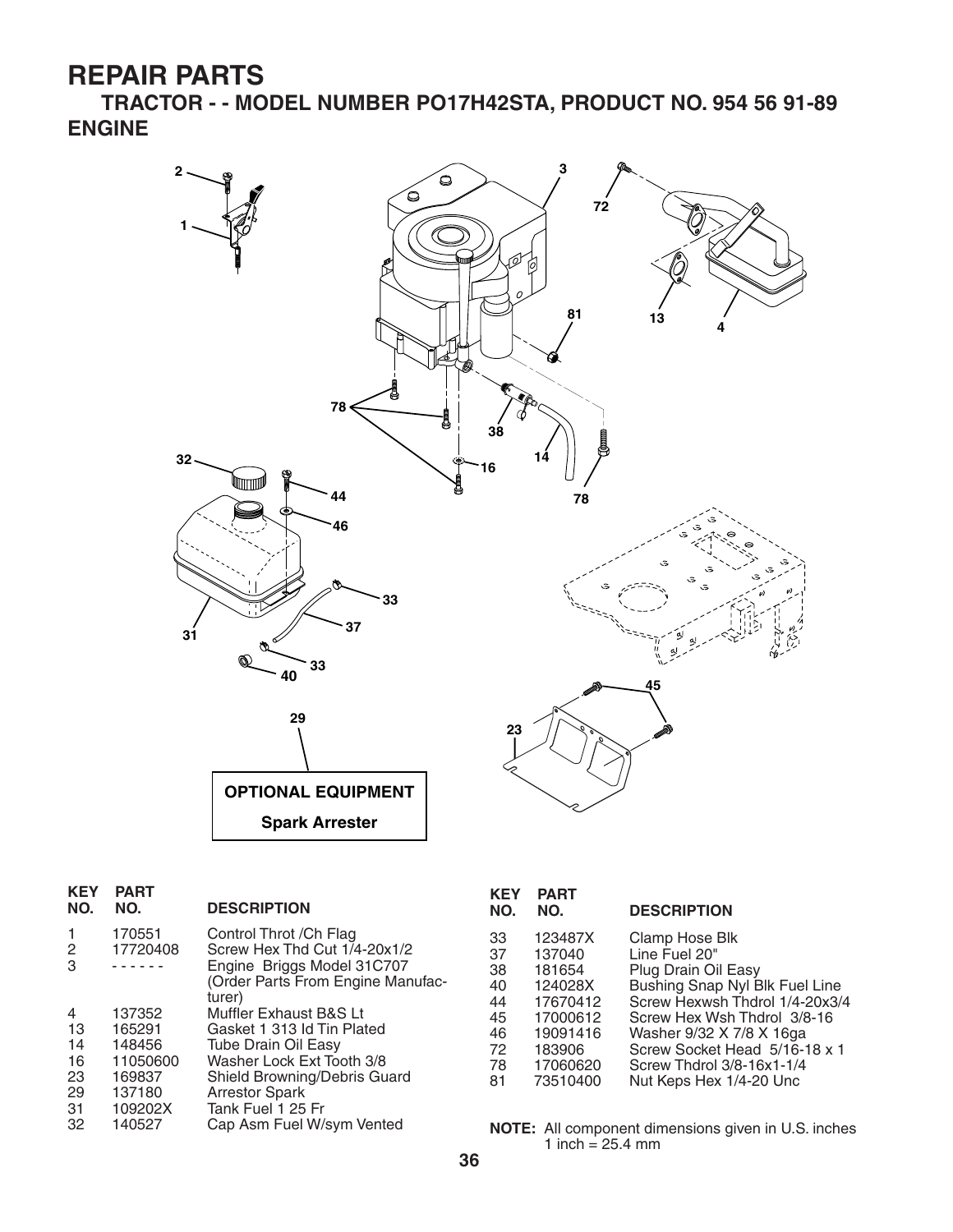# REPAIR PARTS

## TRACTOR - - MODEL NUMBER PO17H42STA, PRODUCT NO. 954 56 91-89

## ENGINE

OPTIONAL EQUIPMENT

Spark Arrester

| KEY NO. | PART NO. | DESCRIPTION |
|---|---|---|
| 1 | 170551 | Control Throt /Ch Flag |
| 2 | 17720408 | Screw Hex Thd Cut 1/4-20x1/2 |
| 3 | - - - - - - | Engine Briggs Model 31C707 (Order Parts From Engine Manufacturer) |
| 4 | 137352 | Muffler Exhaust B&S Lt |
| 13 | 165291 | Gasket 1 313 Id Tin Plated |
| 14 | 148456 | Tube Drain Oil Easy |
| 16 | 11050600 | Washer Lock Ext Tooth 3/8 |
| 23 | 169837 | Shield Browning/Debris Guard |
| 29 | 137180 | Arrestor Spark |
| 31 | 109202X | Tank Fuel 1 25 Fr |
| 32 | 140527 | Cap Asm Fuel W/sym Vented |
| 33 | 123487X | Clamp Hose Blk |
| 37 | 137040 | Line Fuel 20" |
| 38 | 181654 | Plug Drain Oil Easy |
| 40 | 124028X | Bushing Snap Nyl Blk Fuel Line |
| 44 | 17670412 | Screw Hexwsh Thdrol 1/4-20x3/4 |
| 45 | 17000612 | Screw Hex Wsh Thdrol 3/8-16 |
| 46 | 19091416 | Washer 9/32 X 7/8 X 16ga |
| 72 | 183906 | Screw Socket Head 5/16-18 x 1 |
| 78 | 17060620 | Screw Thdrol 3/8-16x1-1/4 |
| 81 | 73510400 | Nut Keps Hex 1/4-20 Unc |

**NOTE:** All component dimensions given in U.S. inches
1 inch = 25.4 mm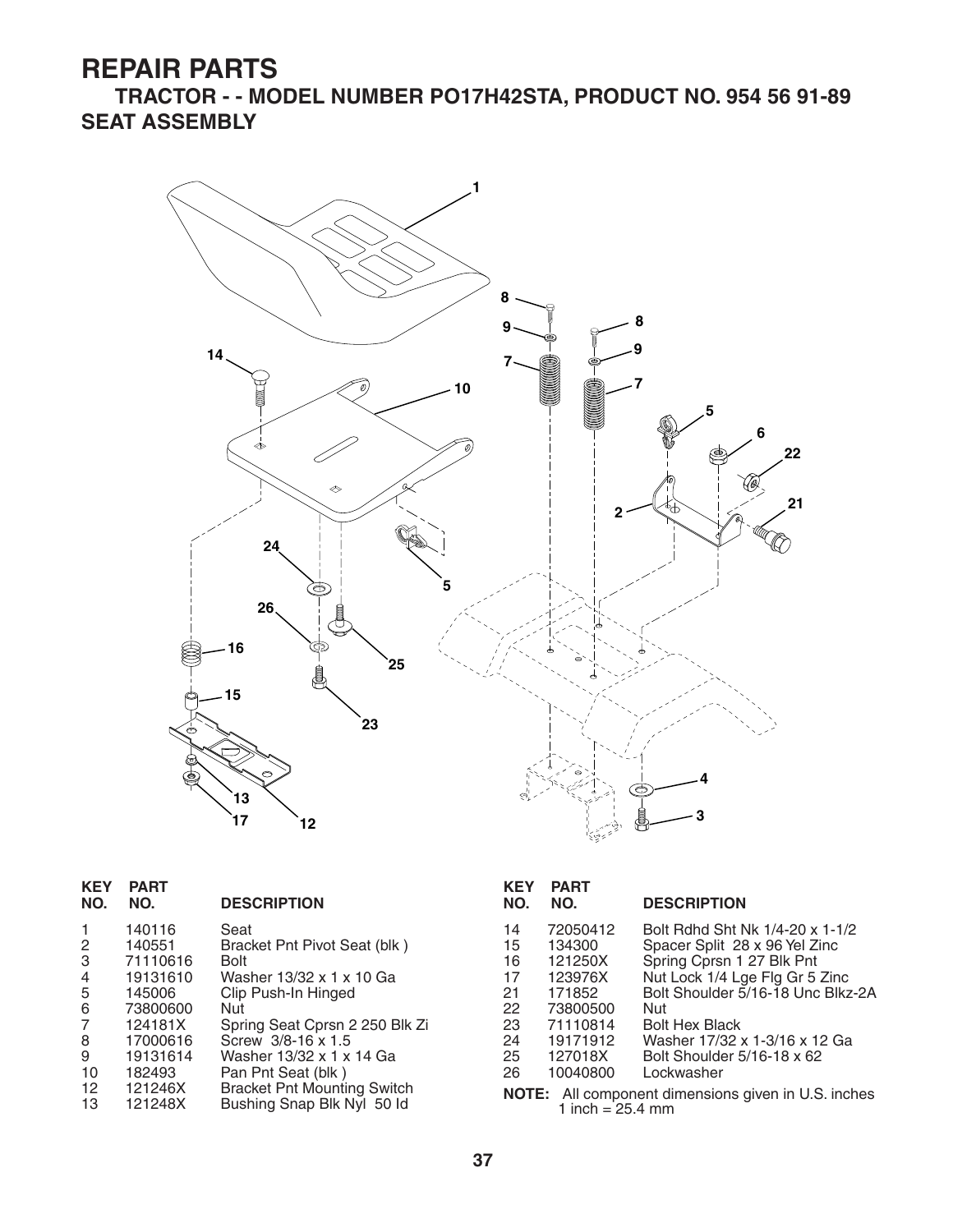# REPAIR PARTS

## TRACTOR - - MODEL NUMBER PO17H42STA, PRODUCT NO. 954 56 91-89

## SEAT ASSEMBLY

1
8
9
8
9
7
7
14
10
5
6
22
2
21
24
5
26
25
16
15
23
4
13
17
12
3

| KEY NO. | PART NO. | DESCRIPTION |
|---|---|---|
| 1 | 140116 | Seat |
| 2 | 140551 | Bracket Pnt Pivot Seat (blk ) |
| 3 | 71110616 | Bolt |
| 4 | 19131610 | Washer 13/32 x 1 x 10 Ga |
| 5 | 145006 | Clip Push-In Hinged |
| 6 | 73800600 | Nut |
| 7 | 124181X | Spring Seat Cprsn 2 250 Blk Zi |
| 8 | 17000616 | Screw 3/8-16 x 1.5 |
| 9 | 19131614 | Washer 13/32 x 1 x 14 Ga |
| 10 | 182493 | Pan Pnt Seat (blk ) |
| 12 | 121246X | Bracket Pnt Mounting Switch |
| 13 | 121248X | Bushing Snap Blk Nyl 50 Id |
| 14 | 72050412 | Bolt Rdhd Sht Nk 1/4-20 x 1-1/2 |
| 15 | 134300 | Spacer Split 28 x 96 Yel Zinc |
| 16 | 121250X | Spring Cprsn 1 27 Blk Pnt |
| 17 | 123976X | Nut Lock 1/4 Lge Flg Gr 5 Zinc |
| 21 | 171852 | Bolt Shoulder 5/16-18 Unc Blkz-2A |
| 22 | 73800500 | Nut |
| 23 | 71110814 | Bolt Hex Black |
| 24 | 19171912 | Washer 17/32 x 1-3/16 x 12 Ga |
| 25 | 127018X | Bolt Shoulder 5/16-18 x 62 |
| 26 | 10040800 | Lockwasher |

**NOTE:** All component dimensions given in U.S. inches
1 inch = 25.4 mm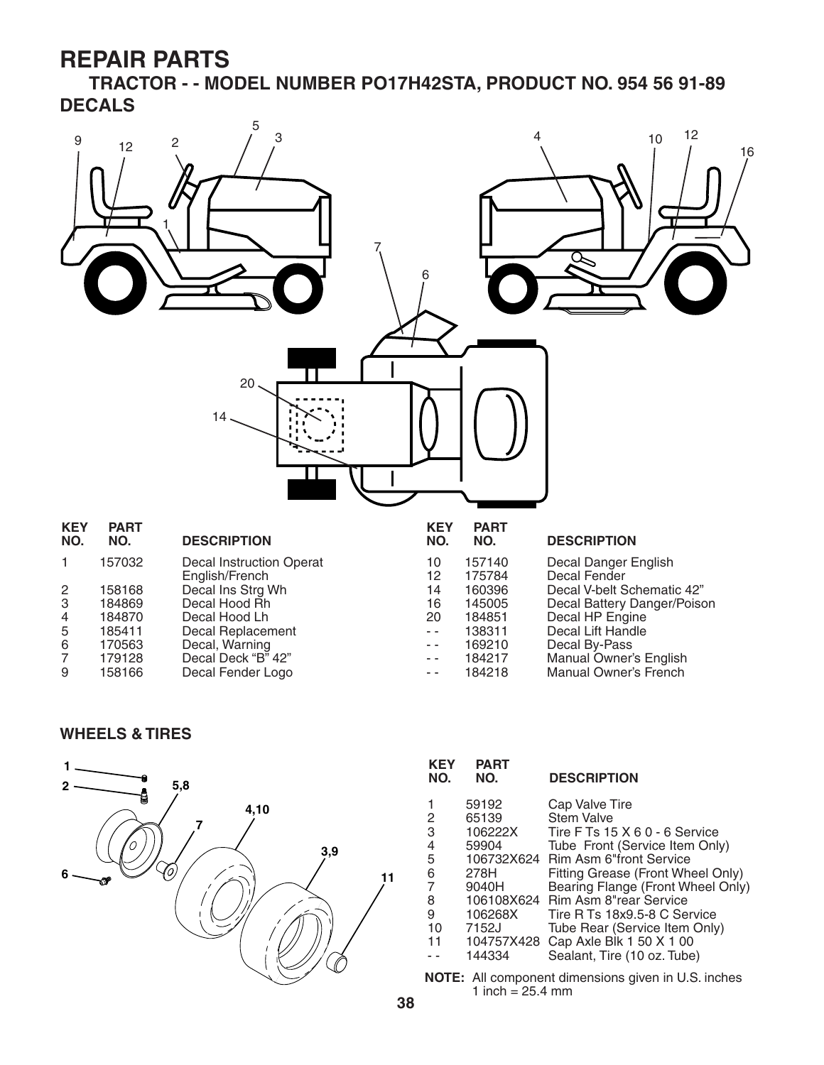# REPAIR PARTS

## TRACTOR - - MODEL NUMBER PO17H42STA, PRODUCT NO. 954 56 91-89

### DECALS

| KEY NO. | PART NO. | DESCRIPTION |
|---|---|---|
| 1 | 157032 | Decal Instruction Operat English/French |
| 2 | 158168 | Decal Ins Strg Wh |
| 3 | 184869 | Decal Hood Rh |
| 4 | 184870 | Decal Hood Lh |
| 5 | 185411 | Decal Replacement |
| 6 | 170563 | Decal, Warning |
| 7 | 179128 | Decal Deck "B" 42" |
| 9 | 158166 | Decal Fender Logo |
| 10 | 157140 | Decal Danger English |
| 12 | 175784 | Decal Fender |
| 14 | 160396 | Decal V-belt Schematic 42" |
| 16 | 145005 | Decal Battery Danger/Poison |
| 20 | 184851 | Decal HP Engine |
| - - | 138311 | Decal Lift Handle |
| - - | 169210 | Decal By-Pass |
| - - | 184217 | Manual Owner's English |
| - - | 184218 | Manual Owner's French |

### WHEELS & TIRES

| KEY NO. | PART NO. | DESCRIPTION |
|---|---|---|
| 1 | 59192 | Cap Valve Tire |
| 2 | 65139 | Stem Valve |
| 3 | 106222X | Tire F Ts 15 X 6 0 - 6 Service |
| 4 | 59904 | Tube Front (Service Item Only) |
| 5 | 106732X624 | Rim Asm 6"front Service |
| 6 | 278H | Fitting Grease (Front Wheel Only) |
| 7 | 9040H | Bearing Flange (Front Wheel Only) |
| 8 | 106108X624 | Rim Asm 8"rear Service |
| 9 | 106268X | Tire R Ts 18x9.5-8 C Service |
| 10 | 7152J | Tube Rear (Service Item Only) |
| 11 | 104757X428 | Cap Axle Blk 1 50 X 1 00 |
| - - | 144334 | Sealant, Tire (10 oz. Tube) |

**NOTE:** All component dimensions given in U.S. inches
1 inch = 25.4 mm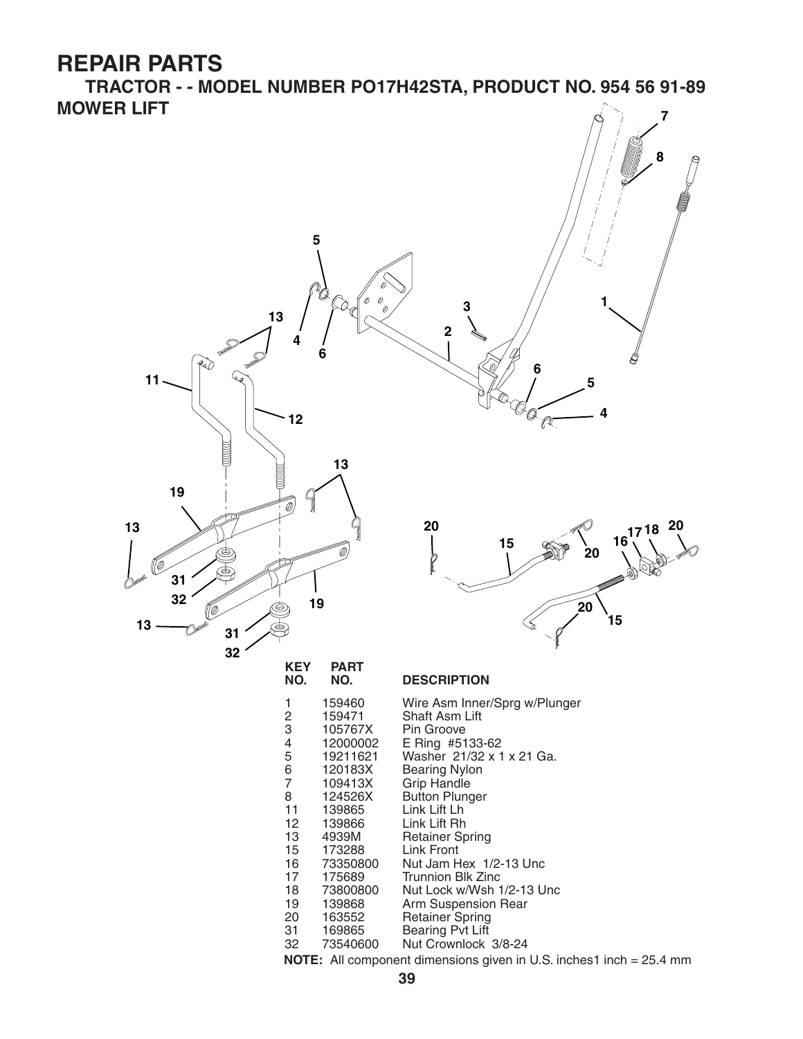# REPAIR PARTS

## TRACTOR - - MODEL NUMBER PO17H42STA, PRODUCT NO. 954 56 91-89

### MOWER LIFT

| KEY NO. | PART NO. | DESCRIPTION |
|---|---|---|
| 1 | 159460 | Wire Asm Inner/Sprg w/Plunger |
| 2 | 159471 | Shaft Asm Lift |
| 3 | 105767X | Pin Groove |
| 4 | 12000002 | E Ring #5133-62 |
| 5 | 19211621 | Washer 21/32 x 1 x 21 Ga. |
| 6 | 120183X | Bearing Nylon |
| 7 | 109413X | Grip Handle |
| 8 | 124526X | Button Plunger |
| 11 | 139865 | Link Lift Lh |
| 12 | 139866 | Link Lift Rh |
| 13 | 4939M | Retainer Spring |
| 15 | 173288 | Link Front |
| 16 | 73350800 | Nut Jam Hex 1/2-13 Unc |
| 17 | 175689 | Trunnion Blk Zinc |
| 18 | 73800800 | Nut Lock w/Wsh 1/2-13 Unc |
| 19 | 139868 | Arm Suspension Rear |
| 20 | 163552 | Retainer Spring |
| 31 | 169865 | Bearing Pvt Lift |
| 32 | 73540600 | Nut Crownlock 3/8-24 |

**NOTE:** All component dimensions given in U.S. inches1 inch = 25.4 mm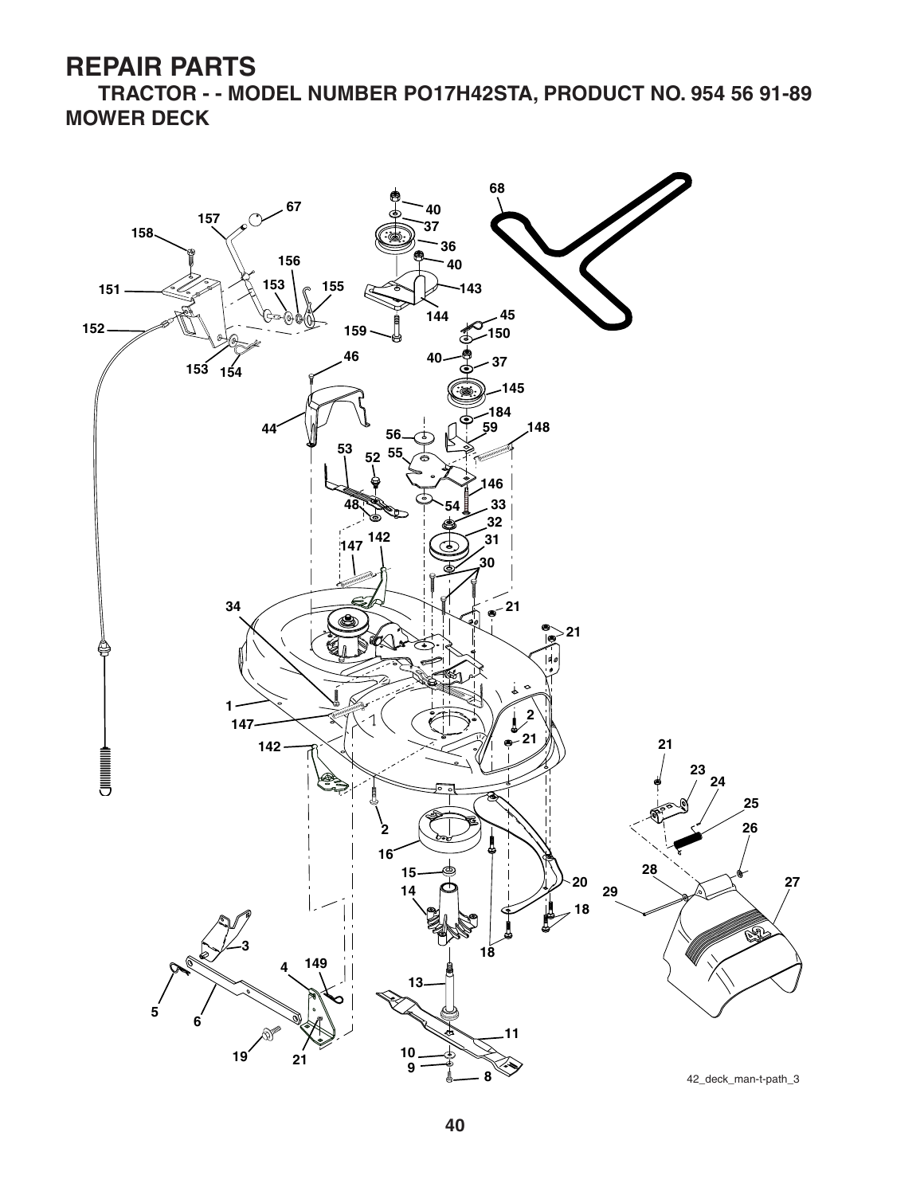# REPAIR PARTS

## TRACTOR - - MODEL NUMBER PO17H42STA, PRODUCT NO. 954 56 91-89

## MOWER DECK

68
40
67
157
37
158
36
156
40
151
153
155
143
144
45
152
150
159
40
46
37
153
154
145
44
184
56
59
148
53
52
55
146
48
54
33
32
147
142
31
30
34
21
21
1
2
147
21
142
21
23
24
2
25
16
26
15
28
20
27
14
29
18
18
3
149
4
13
5
6
11
19
21
10
9
8

42_deck_man-t-path_3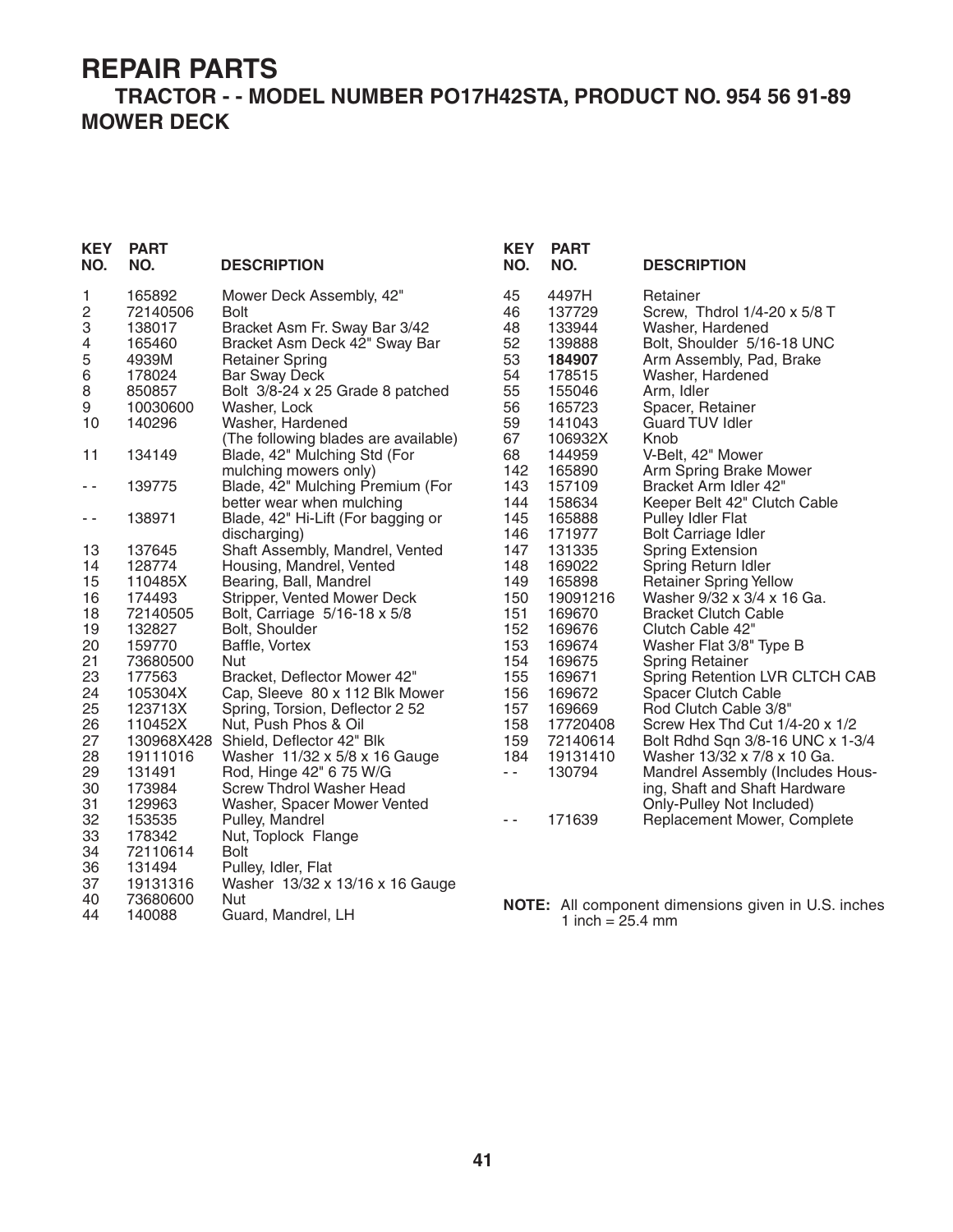# REPAIR PARTS

## TRACTOR - - MODEL NUMBER PO17H42STA, PRODUCT NO. 954 56 91-89

## MOWER DECK

| KEY NO. | PART NO. | DESCRIPTION |
|---|---|---|
| 1 | 165892 | Mower Deck Assembly, 42" |
| 2 | 72140506 | Bolt |
| 3 | 138017 | Bracket Asm Fr. Sway Bar 3/42 |
| 4 | 165460 | Bracket Asm Deck 42" Sway Bar |
| 5 | 4939M | Retainer Spring |
| 6 | 178024 | Bar Sway Deck |
| 8 | 850857 | Bolt 3/8-24 x 25 Grade 8 patched |
| 9 | 10030600 | Washer, Lock |
| 10 | 140296 | Washer, Hardened |
| | | (The following blades are available) |
| 11 | 134149 | Blade, 42" Mulching Std (For mulching mowers only) |
| - - | 139775 | Blade, 42" Mulching Premium (For better wear when mulching |
| - - | 138971 | Blade, 42" Hi-Lift (For bagging or discharging) |
| 13 | 137645 | Shaft Assembly, Mandrel, Vented |
| 14 | 128774 | Housing, Mandrel, Vented |
| 15 | 110485X | Bearing, Ball, Mandrel |
| 16 | 174493 | Stripper, Vented Mower Deck |
| 18 | 72140505 | Bolt, Carriage 5/16-18 x 5/8 |
| 19 | 132827 | Bolt, Shoulder |
| 20 | 159770 | Baffle, Vortex |
| 21 | 73680500 | Nut |
| 23 | 177563 | Bracket, Deflector Mower 42" |
| 24 | 105304X | Cap, Sleeve 80 x 112 Blk Mower |
| 25 | 123713X | Spring, Torsion, Deflector 2 52 |
| 26 | 110452X | Nut, Push Phos & Oil |
| 27 | 130968X428 | Shield, Deflector 42" Blk |
| 28 | 19111016 | Washer 11/32 x 5/8 x 16 Gauge |
| 29 | 131491 | Rod, Hinge 42" 6 75 W/G |
| 30 | 173984 | Screw Thdrol Washer Head |
| 31 | 129963 | Washer, Spacer Mower Vented |
| 32 | 153535 | Pulley, Mandrel |
| 33 | 178342 | Nut, Toplock Flange |
| 34 | 72110614 | Bolt |
| 36 | 131494 | Pulley, Idler, Flat |
| 37 | 19131316 | Washer 13/32 x 13/16 x 16 Gauge |
| 40 | 73680600 | Nut |
| 44 | 140088 | Guard, Mandrel, LH |
| 45 | 4497H | Retainer |
| 46 | 137729 | Screw, Thdrol 1/4-20 x 5/8 T |
| 48 | 133944 | Washer, Hardened |
| 52 | 139888 | Bolt, Shoulder 5/16-18 UNC |
| 53 | **184907** | Arm Assembly, Pad, Brake |
| 54 | 178515 | Washer, Hardened |
| 55 | 155046 | Arm, Idler |
| 56 | 165723 | Spacer, Retainer |
| 59 | 141043 | Guard TUV Idler |
| 67 | 106932X | Knob |
| 68 | 144959 | V-Belt, 42" Mower |
| 142 | 165890 | Arm Spring Brake Mower |
| 143 | 157109 | Bracket Arm Idler 42" |
| 144 | 158634 | Keeper Belt 42" Clutch Cable |
| 145 | 165888 | Pulley Idler Flat |
| 146 | 171977 | Bolt Carriage Idler |
| 147 | 131335 | Spring Extension |
| 148 | 169022 | Spring Return Idler |
| 149 | 165898 | Retainer Spring Yellow |
| 150 | 19091216 | Washer 9/32 x 3/4 x 16 Ga. |
| 151 | 169670 | Bracket Clutch Cable |
| 152 | 169676 | Clutch Cable 42" |
| 153 | 169674 | Washer Flat 3/8" Type B |
| 154 | 169675 | Spring Retainer |
| 155 | 169671 | Spring Retention LVR CLTCH CAB |
| 156 | 169672 | Spacer Clutch Cable |
| 157 | 169669 | Rod Clutch Cable 3/8" |
| 158 | 17720408 | Screw Hex Thd Cut 1/4-20 x 1/2 |
| 159 | 72140614 | Bolt Rdhd Sqn 3/8-16 UNC x 1-3/4 |
| 184 | 19131410 | Washer 13/32 x 7/8 x 10 Ga. |
| - - | 130794 | Mandrel Assembly (Includes Housing, Shaft and Shaft Hardware Only-Pulley Not Included) |
| - - | 171639 | Replacement Mower, Complete |

**NOTE:** All component dimensions given in U.S. inches
1 inch = 25.4 mm